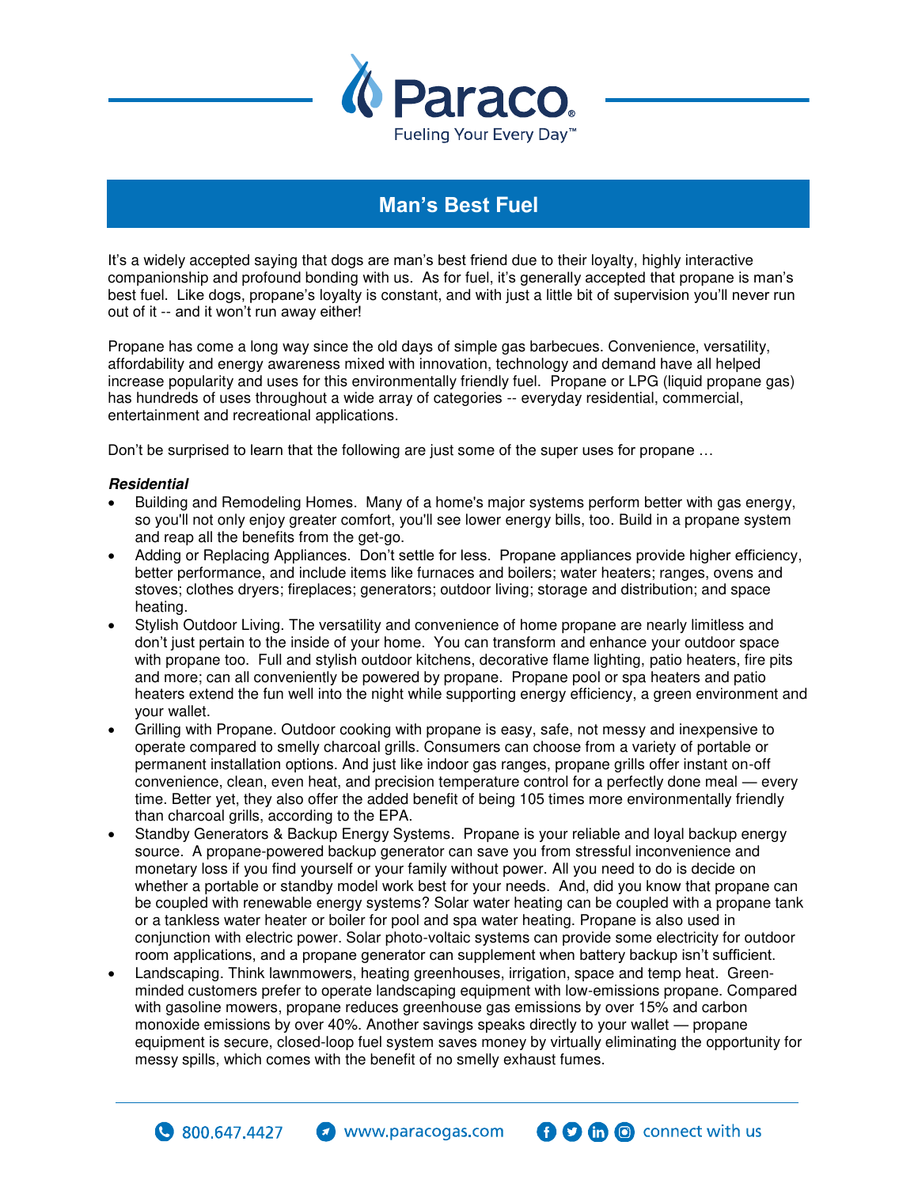# Man's Best Fuel

It's a widely accepted saying that dogs are man's best friend due to their loyalty, highly interactive companionship and profound bonding with us. As for fuel, it's generally accepted that propane is man's best fuel. Like dogs, propane's loyalty is constant, and with just a little bit of supervision you'll never run out of it -- and it won't run away either!

Propane has come a long way since the old days of simple gas barbecues. Convenience, versatility, affordability and energy awareness mixed with innovation, technology and demand have all helped increase popularity and uses for this environmentally friendly fuel. Propane or LPG (liquid propane gas) has hundreds of uses throughout a wide array of categories -- everyday residential, commercial, entertainment and recreational applications.

Don't be surprised to learn that the following are just some of the super uses for propane …

***Residential***

- Building and Remodeling Homes. Many of a home's major systems perform better with gas energy, so you'll not only enjoy greater comfort, you'll see lower energy bills, too. Build in a propane system and reap all the benefits from the get-go.
- Adding or Replacing Appliances. Don't settle for less. Propane appliances provide higher efficiency, better performance, and include items like furnaces and boilers; water heaters; ranges, ovens and stoves; clothes dryers; fireplaces; generators; outdoor living; storage and distribution; and space heating.
- Stylish Outdoor Living. The versatility and convenience of home propane are nearly limitless and don't just pertain to the inside of your home. You can transform and enhance your outdoor space with propane too. Full and stylish outdoor kitchens, decorative flame lighting, patio heaters, fire pits and more; can all conveniently be powered by propane. Propane pool or spa heaters and patio heaters extend the fun well into the night while supporting energy efficiency, a green environment and your wallet.
- Grilling with Propane. Outdoor cooking with propane is easy, safe, not messy and inexpensive to operate compared to smelly charcoal grills. Consumers can choose from a variety of portable or permanent installation options. And just like indoor gas ranges, propane grills offer instant on-off convenience, clean, even heat, and precision temperature control for a perfectly done meal — every time. Better yet, they also offer the added benefit of being 105 times more environmentally friendly than charcoal grills, according to the EPA.
- Standby Generators & Backup Energy Systems. Propane is your reliable and loyal backup energy source. A propane-powered backup generator can save you from stressful inconvenience and monetary loss if you find yourself or your family without power. All you need to do is decide on whether a portable or standby model work best for your needs. And, did you know that propane can be coupled with renewable energy systems? Solar water heating can be coupled with a propane tank or a tankless water heater or boiler for pool and spa water heating. Propane is also used in conjunction with electric power. Solar photo-voltaic systems can provide some electricity for outdoor room applications, and a propane generator can supplement when battery backup isn't sufficient.
- Landscaping. Think lawnmowers, heating greenhouses, irrigation, space and temp heat. Green-minded customers prefer to operate landscaping equipment with low-emissions propane. Compared with gasoline mowers, propane reduces greenhouse gas emissions by over 15% and carbon monoxide emissions by over 40%. Another savings speaks directly to your wallet — propane equipment is secure, closed-loop fuel system saves money by virtually eliminating the opportunity for messy spills, which comes with the benefit of no smelly exhaust fumes.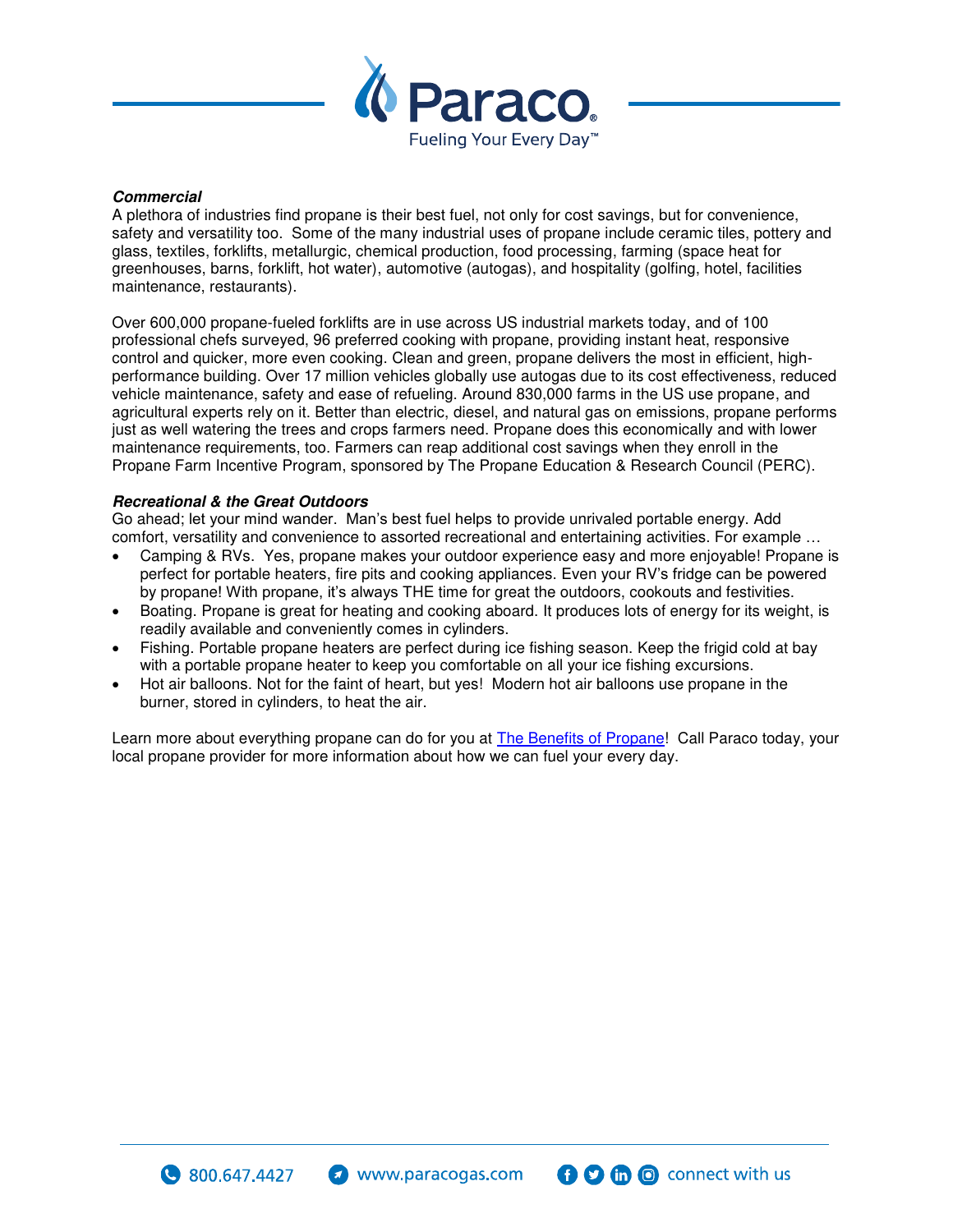***Commercial***

A plethora of industries find propane is their best fuel, not only for cost savings, but for convenience, safety and versatility too. Some of the many industrial uses of propane include ceramic tiles, pottery and glass, textiles, forklifts, metallurgic, chemical production, food processing, farming (space heat for greenhouses, barns, forklift, hot water), automotive (autogas), and hospitality (golfing, hotel, facilities maintenance, restaurants).

Over 600,000 propane-fueled forklifts are in use across US industrial markets today, and of 100 professional chefs surveyed, 96 preferred cooking with propane, providing instant heat, responsive control and quicker, more even cooking. Clean and green, propane delivers the most in efficient, high-performance building. Over 17 million vehicles globally use autogas due to its cost effectiveness, reduced vehicle maintenance, safety and ease of refueling. Around 830,000 farms in the US use propane, and agricultural experts rely on it. Better than electric, diesel, and natural gas on emissions, propane performs just as well watering the trees and crops farmers need. Propane does this economically and with lower maintenance requirements, too. Farmers can reap additional cost savings when they enroll in the Propane Farm Incentive Program, sponsored by The Propane Education & Research Council (PERC).

***Recreational & the Great Outdoors***

Go ahead; let your mind wander. Man's best fuel helps to provide unrivaled portable energy. Add comfort, versatility and convenience to assorted recreational and entertaining activities. For example …

- Camping & RVs. Yes, propane makes your outdoor experience easy and more enjoyable! Propane is perfect for portable heaters, fire pits and cooking appliances. Even your RV's fridge can be powered by propane! With propane, it's always THE time for great the outdoors, cookouts and festivities.
- Boating. Propane is great for heating and cooking aboard. It produces lots of energy for its weight, is readily available and conveniently comes in cylinders.
- Fishing. Portable propane heaters are perfect during ice fishing season. Keep the frigid cold at bay with a portable propane heater to keep you comfortable on all your ice fishing excursions.
- Hot air balloons. Not for the faint of heart, but yes! Modern hot air balloons use propane in the burner, stored in cylinders, to heat the air.

Learn more about everything propane can do for you at The Benefits of Propane! Call Paraco today, your local propane provider for more information about how we can fuel your every day.